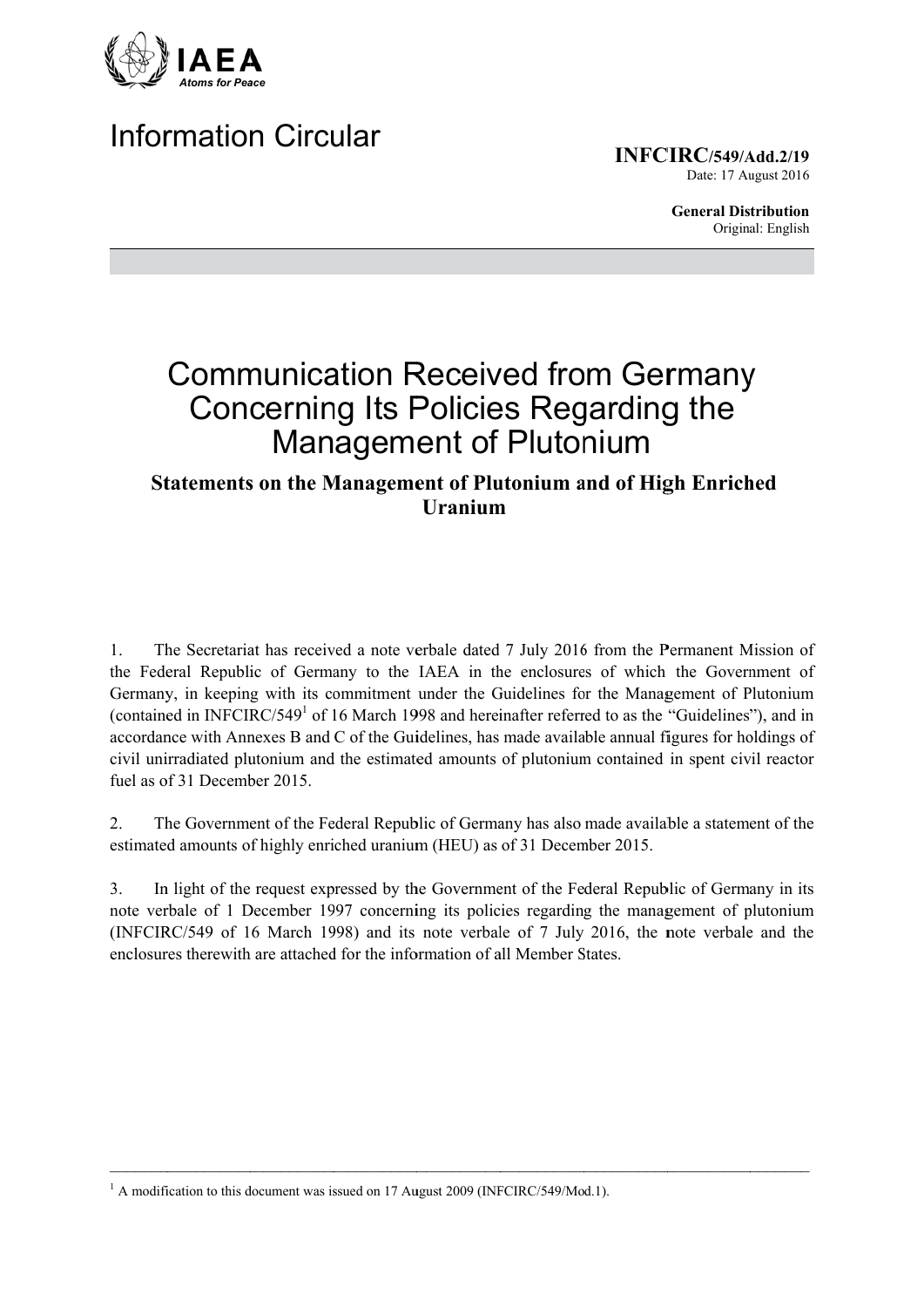IAEA
Atoms for Peace

# Information Circular

**INFCIRC/549/Add.2/19**
Date: 17 August 2016

**General Distribution**
Original: English

# Communication Received from Germany Concerning Its Policies Regarding the Management of Plutonium

## Statements on the Management of Plutonium and of High Enriched Uranium

1. The Secretariat has received a note verbale dated 7 July 2016 from the Permanent Mission of the Federal Republic of Germany to the IAEA in the enclosures of which the Government of Germany, in keeping with its commitment under the Guidelines for the Management of Plutonium (contained in INFCIRC/549[1] of 16 March 1998 and hereinafter referred to as the "Guidelines"), and in accordance with Annexes B and C of the Guidelines, has made available annual figures for holdings of civil unirradiated plutonium and the estimated amounts of plutonium contained in spent civil reactor fuel as of 31 December 2015.

2. The Government of the Federal Republic of Germany has also made available a statement of the estimated amounts of highly enriched uranium (HEU) as of 31 December 2015.

3. In light of the request expressed by the Government of the Federal Republic of Germany in its note verbale of 1 December 1997 concerning its policies regarding the management of plutonium (INFCIRC/549 of 16 March 1998) and its note verbale of 7 July 2016, the note verbale and the enclosures therewith are attached for the information of all Member States.

---

[1] A modification to this document was issued on 17 August 2009 (INFCIRC/549/Mod.1).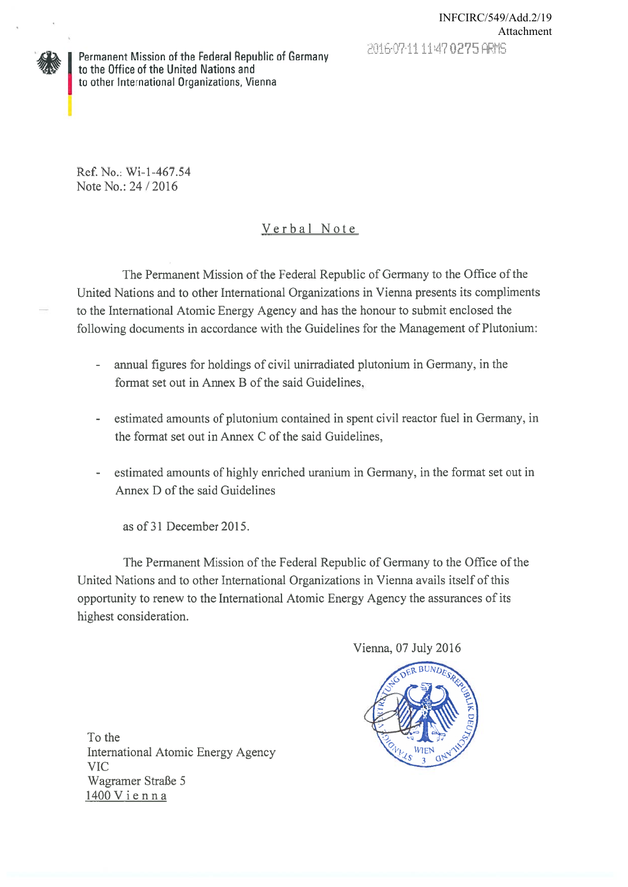INFCIRC/549/Add.2/19
Attachment

2016-07-11 11:47 0275 ARMS

Permanent Mission of the Federal Republic of Germany
to the Office of the United Nations and
to other International Organizations, Vienna

Ref. No.: Wi-1-467.54
Note No.: 24 / 2016

## Verbal Note

The Permanent Mission of the Federal Republic of Germany to the Office of the United Nations and to other International Organizations in Vienna presents its compliments to the International Atomic Energy Agency and has the honour to submit enclosed the following documents in accordance with the Guidelines for the Management of Plutonium:

- annual figures for holdings of civil unirradiated plutonium in Germany, in the format set out in Annex B of the said Guidelines,
- estimated amounts of plutonium contained in spent civil reactor fuel in Germany, in the format set out in Annex C of the said Guidelines,
- estimated amounts of highly enriched uranium in Germany, in the format set out in Annex D of the said Guidelines

as of 31 December 2015.

The Permanent Mission of the Federal Republic of Germany to the Office of the United Nations and to other International Organizations in Vienna avails itself of this opportunity to renew to the International Atomic Energy Agency the assurances of its highest consideration.

Vienna, 07 July 2016

To the
International Atomic Energy Agency
VIC
Wagramer Straße 5
1400 Vienna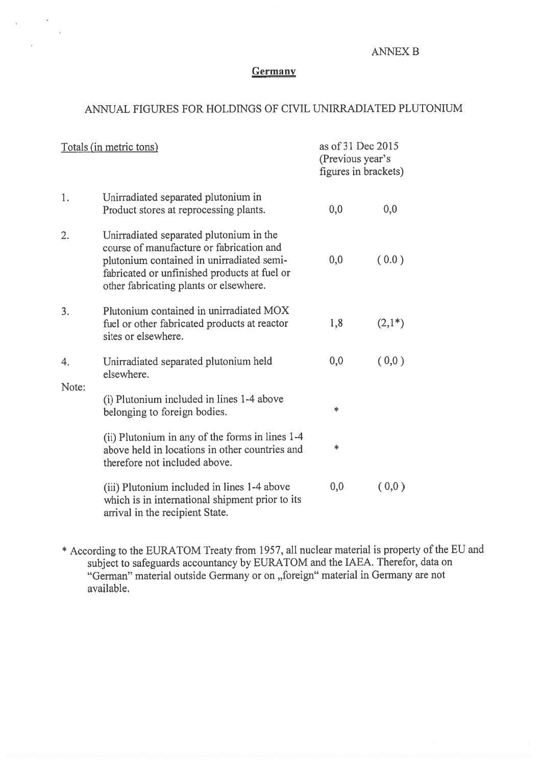ANNEX B

## Germany

### ANNUAL FIGURES FOR HOLDINGS OF CIVIL UNIRRADIATED PLUTONIUM

| Totals (in metric tons) | | as of 31 Dec 2015 (Previous year's figures in brackets) | |
|---|---|---|---|
| 1. | Unirradiated separated plutonium in Product stores at reprocessing plants. | 0,0 | 0,0 |
| 2. | Unirradiated separated plutonium in the course of manufacture or fabrication and plutonium contained in unirradiated semi-fabricated or unfinished products at fuel or other fabricating plants or elsewhere. | 0,0 | ( 0.0 ) |
| 3. | Plutonium contained in unirradiated MOX fuel or other fabricated products at reactor sites or elsewhere. | 1,8 | (2,1*) |
| 4. | Unirradiated separated plutonium held elsewhere. | 0,0 | ( 0,0 ) |
| Note: | | | |
| | (i) Plutonium included in lines 1-4 above belonging to foreign bodies. | * | |
| | (ii) Plutonium in any of the forms in lines 1-4 above held in locations in other countries and therefore not included above. | * | |
| | (iii) Plutonium included in lines 1-4 above which is in international shipment prior to its arrival in the recipient State. | 0,0 | ( 0,0 ) |

* According to the EURATOM Treaty from 1957, all nuclear material is property of the EU and subject to safeguards accountancy by EURATOM and the IAEA. Therefor, data on "German" material outside Germany or on „foreign" material in Germany are not available.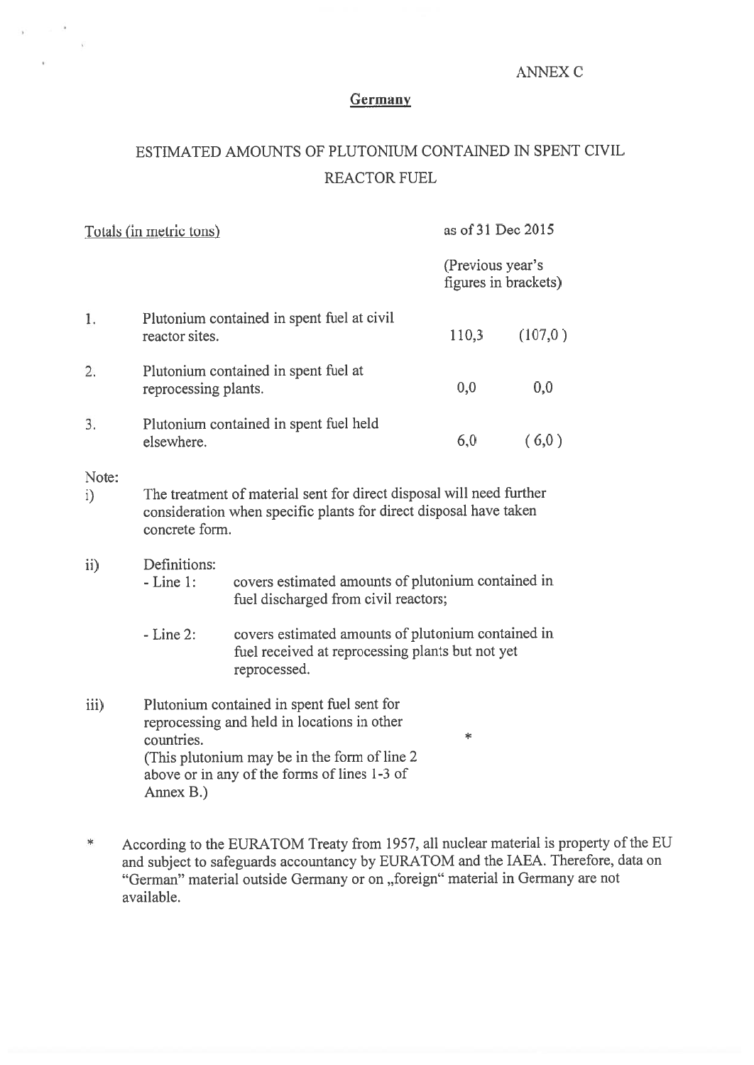ANNEX C

**Germany**

# ESTIMATED AMOUNTS OF PLUTONIUM CONTAINED IN SPENT CIVIL REACTOR FUEL

| Totals (in metric tons) | | as of 31 Dec 2015 | (Previous year's figures in brackets) |
|---|---|---|---|
| 1. | Plutonium contained in spent fuel at civil reactor sites. | 110,3 | (107,0 ) |
| 2. | Plutonium contained in spent fuel at reprocessing plants. | 0,0 | 0,0 |
| 3. | Plutonium contained in spent fuel held elsewhere. | 6,0 | ( 6,0 ) |

Note:

i) The treatment of material sent for direct disposal will need further consideration when specific plants for direct disposal have taken concrete form.

ii) Definitions:
- Line 1: covers estimated amounts of plutonium contained in fuel discharged from civil reactors;
- Line 2: covers estimated amounts of plutonium contained in fuel received at reprocessing plants but not yet reprocessed.

iii) Plutonium contained in spent fuel sent for reprocessing and held in locations in other countries. (This plutonium may be in the form of line 2 above or in any of the forms of lines 1-3 of Annex B.) *

\* According to the EURATOM Treaty from 1957, all nuclear material is property of the EU and subject to safeguards accountancy by EURATOM and the IAEA. Therefore, data on "German" material outside Germany or on „foreign" material in Germany are not available.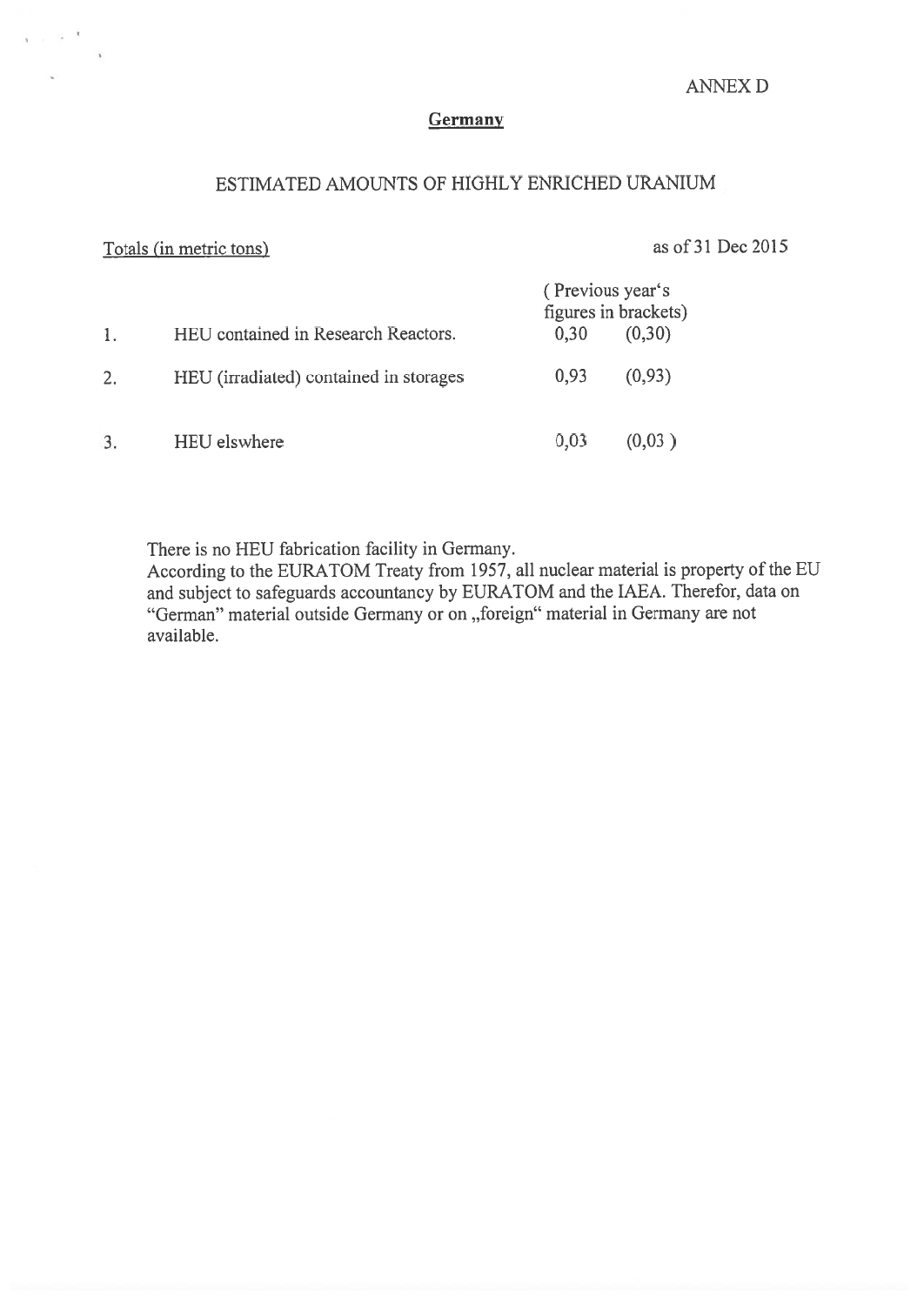ANNEX D

**Germany**

## ESTIMATED AMOUNTS OF HIGHLY ENRICHED URANIUM

Totals (in metric tons) as of 31 Dec 2015

| | | (Previous year's figures in brackets) | |
|---|---|---|---|
| 1. | HEU contained in Research Reactors. | 0,30 | (0,30) |
| 2. | HEU (irradiated) contained in storages | 0,93 | (0,93) |
| 3. | HEU elswhere | 0,03 | (0,03 ) |

There is no HEU fabrication facility in Germany.
According to the EURATOM Treaty from 1957, all nuclear material is property of the EU and subject to safeguards accountancy by EURATOM and the IAEA. Therefor, data on "German" material outside Germany or on „foreign" material in Germany are not available.